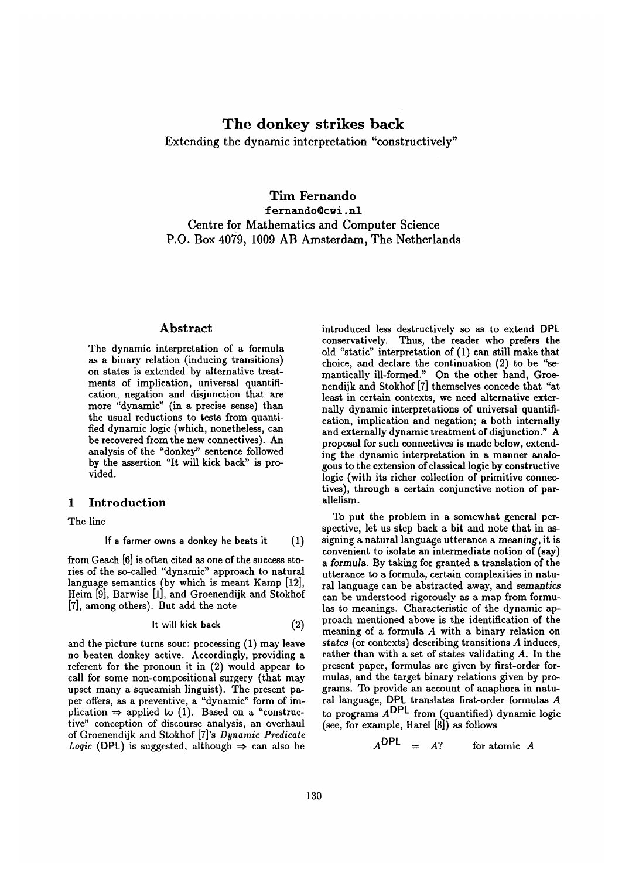# The donkey strikes back

Extending the dynamic interpretation "constructively"

**Tim Fernando**

fernando@cwi.nl

Centre for Mathematics and Computer Science

P.O. Box 4079, 1009 AB Amsterdam, The Netherlands

## Abstract

The dynamic interpretation of a formula as a binary relation (inducing transitions) on states is extended by alternative treatments of implication, universal quantification, negation and disjunction that are more "dynamic" (in a precise sense) than the usual reductions to tests from quantified dynamic logic (which, nonetheless, can be recovered from the new connectives). An analysis of the "donkey" sentence followed by the assertion "It will kick back" is provided.

## 1 Introduction

The line

$$\text{If a farmer owns a donkey he beats it} \qquad (1)$$

from Geach [6] is often cited as one of the success stories of the so-called "dynamic" approach to natural language semantics (by which is meant Kamp [12], Heim [9], Barwise [1], and Groenendijk and Stokhof [7], among others). But add the note

$$\text{It will kick back} \qquad (2)$$

and the picture turns sour: processing (1) may leave no beaten donkey active. Accordingly, providing a referent for the pronoun it in (2) would appear to call for some non-compositional surgery (that may upset many a squeamish linguist). The present paper offers, as a preventive, a "dynamic" form of implication $\Rightarrow$ applied to (1). Based on a "constructive" conception of discourse analysis, an overhaul of Groenendijk and Stokhof [7]'s *Dynamic Predicate Logic* (DPL) is suggested, although $\Rightarrow$ can also be introduced less destructively so as to extend DPL conservatively. Thus, the reader who prefers the old "static" interpretation of (1) can still make that choice, and declare the continuation (2) to be "semantically ill-formed." On the other hand, Groenendijk and Stokhof [7] themselves concede that "at least in certain contexts, we need alternative externally dynamic interpretations of universal quantification, implication and negation; a both internally and externally dynamic treatment of disjunction." A proposal for such connectives is made below, extending the dynamic interpretation in a manner analogous to the extension of classical logic by constructive logic (with its richer collection of primitive connectives), through a certain conjunctive notion of parallelism.

To put the problem in a somewhat general perspective, let us step back a bit and note that in assigning a natural language utterance a *meaning*, it is convenient to isolate an intermediate notion of (say) a *formula*. By taking for granted a translation of the utterance to a formula, certain complexities in natural language can be abstracted away, and *semantics* can be understood rigorously as a map from formulas to meanings. Characteristic of the dynamic approach mentioned above is the identification of the meaning of a formula $A$ with a binary relation on *states* (or contexts) describing transitions $A$ induces, rather than with a set of states validating $A$. In the present paper, formulas are given by first-order formulas, and the target binary relations given by programs. To provide an account of anaphora in natural language, DPL translates first-order formulas $A$ to programs $A^{\mathsf{DPL}}$ from (quantified) dynamic logic (see, for example, Harel [8]) as follows

$$A^{\mathsf{DPL}} \;=\; A? \qquad \text{for atomic } A$$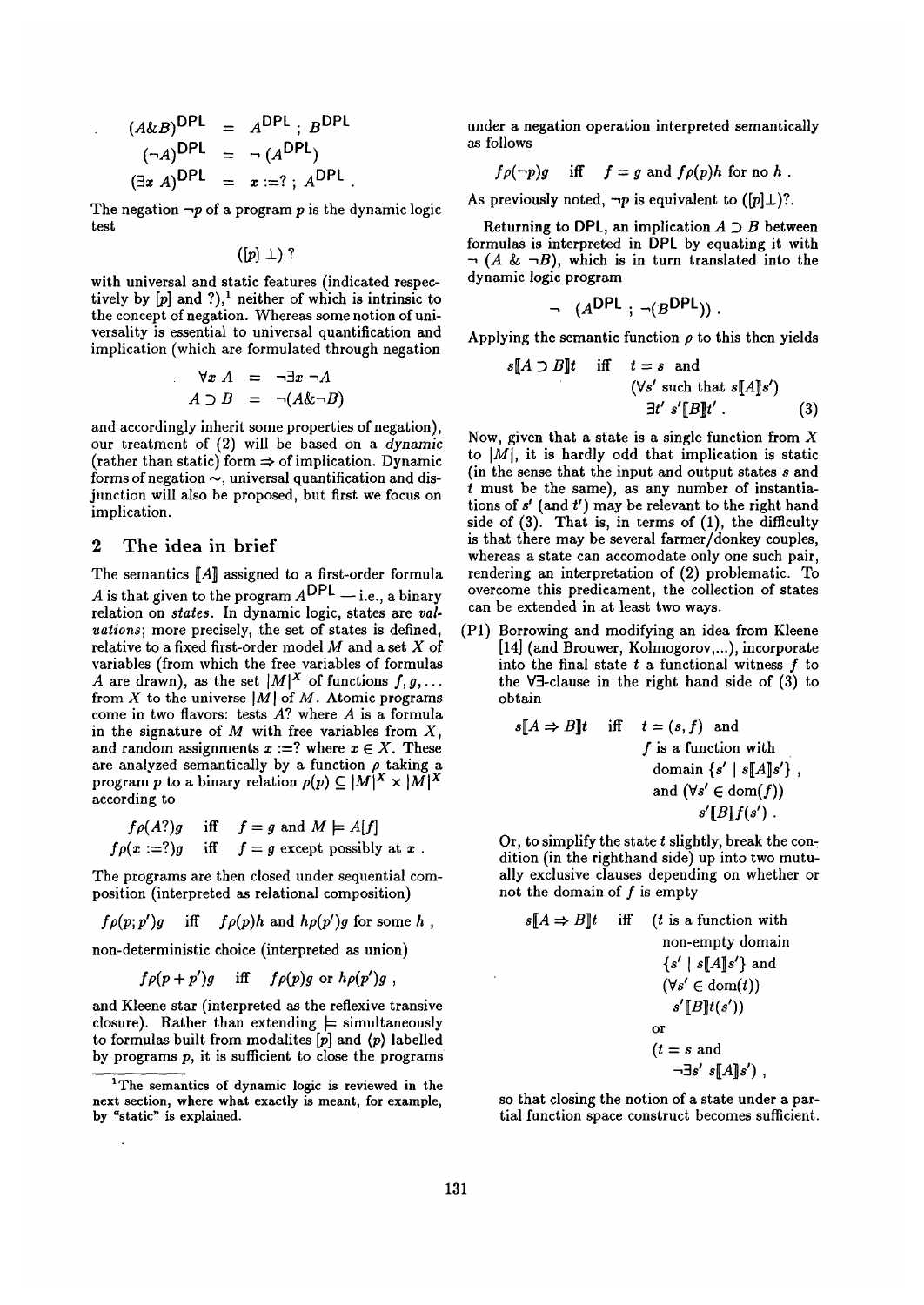$$(A \& B)^{\mathsf{DPL}} = A^{\mathsf{DPL}} ; B^{\mathsf{DPL}}$$
$$(\neg A)^{\mathsf{DPL}} = \neg (A^{\mathsf{DPL}})$$
$$(\exists x\ A)^{\mathsf{DPL}} = x := ? ; A^{\mathsf{DPL}} .$$

The negation $\neg p$ of a program $p$ is the dynamic logic test

$$([p] \perp) ?$$

with universal and static features (indicated respectively by $[p]$ and ?),[1] neither of which is intrinsic to the concept of negation. Whereas some notion of universality is essential to universal quantification and implication (which are formulated through negation

$$\forall x\ A = \neg \exists x \neg A$$
$$A \supset B = \neg (A \& \neg B)$$

and accordingly inherit some properties of negation), our treatment of (2) will be based on a *dynamic* (rather than static) form $\Rightarrow$ of implication. Dynamic forms of negation $\sim$, universal quantification and disjunction will also be proposed, but first we focus on implication.

## 2 The idea in brief

The semantics $[\![A]\!]$ assigned to a first-order formula $A$ is that given to the program $A^{\mathsf{DPL}}$ — i.e., a binary relation on *states*. In dynamic logic, states are *valuations*; more precisely, the set of states is defined, relative to a fixed first-order model $M$ and a set $X$ of variables (from which the free variables of formulas $A$ are drawn), as the set $|M|^X$ of functions $f, g, \ldots$ from $X$ to the universe $|M|$ of $M$. Atomic programs come in two flavors: tests $A?$ where $A$ is a formula in the signature of $M$ with free variables from $X$, and random assignments $x := ?$ where $x \in X$. These are analyzed semantically by a function $\rho$ taking a program $p$ to a binary relation $\rho(p) \subseteq |M|^X \times |M|^X$ according to

$$f \rho(A?) g \quad \text{iff} \quad f = g \text{ and } M \models A[f]$$
$$f \rho(x := ?) g \quad \text{iff} \quad f = g \text{ except possibly at } x .$$

The programs are then closed under sequential composition (interpreted as relational composition)

$$f \rho(p; p') g \quad \text{iff} \quad f \rho(p) h \text{ and } h \rho(p') g \text{ for some } h ,$$

non-deterministic choice (interpreted as union)

$$f \rho(p + p') g \quad \text{iff} \quad f \rho(p) g \text{ or } h \rho(p') g ,$$

and Kleene star (interpreted as the reflexive transive closure). Rather than extending $\models$ simultaneously to formulas built from modalites $[p]$ and $\langle p \rangle$ labelled by programs $p$, it is sufficient to close the programs under a negation operation interpreted semantically as follows

$$f \rho(\neg p) g \quad \text{iff} \quad f = g \text{ and } f \rho(p) h \text{ for no } h .$$

As previously noted, $\neg p$ is equivalent to $([p]\perp)?$.

Returning to DPL, an implication $A \supset B$ between formulas is interpreted in DPL by equating it with $\neg (A \ \& \ \neg B)$, which is in turn translated into the dynamic logic program

$$\neg \ (A^{\mathsf{DPL}} ; \neg (B^{\mathsf{DPL}})) .$$

Applying the semantic function $\rho$ to this then yields

$$s[\![A \supset B]\!]t \quad \text{iff} \quad t = s \text{ and } (\forall s' \text{ such that } s[\![A]\!]s') \ \exists t' \ s'[\![B]\!]t' . \qquad (3)$$

Now, given that a state is a single function from $X$ to $|M|$, it is hardly odd that implication is static (in the sense that the input and output states $s$ and $t$ must be the same), as any number of instantiations of $s'$ (and $t'$) may be relevant to the right hand side of (3). That is, in terms of (1), the difficulty is that there may be several farmer/donkey couples, whereas a state can accomodate only one such pair, rendering an interpretation of (2) problematic. To overcome this predicament, the collection of states can be extended in at least two ways.

(P1) Borrowing and modifying an idea from Kleene [14] (and Brouwer, Kolmogorov,...), incorporate into the final state $t$ a functional witness $f$ to the $\forall\exists$-clause in the right hand side of (3) to obtain

$$s[\![A \Rightarrow B]\!]t \quad \text{iff} \quad t = (s, f) \text{ and } f \text{ is a function with domain } \{s' \mid s[\![A]\!]s'\} , \text{ and } (\forall s' \in \mathrm{dom}(f)) \ s'[\![B]\!]f(s') .$$

Or, to simplify the state $t$ slightly, break the condition (in the righthand side) up into two mutually exclusive clauses depending on whether or not the domain of $f$ is empty

$$s[\![A \Rightarrow B]\!]t \quad \text{iff} \quad (t \text{ is a function with non-empty domain } \{s' \mid s[\![A]\!]s'\} \text{ and } (\forall s' \in \mathrm{dom}(t)) \ s'[\![B]\!]t(s')) \text{ or } (t = s \text{ and } \neg \exists s' \ s[\![A]\!]s') ,$$

so that closing the notion of a state under a partial function space construct becomes sufficient.

[1] The semantics of dynamic logic is reviewed in the next section, where what exactly is meant, for example, by "static" is explained.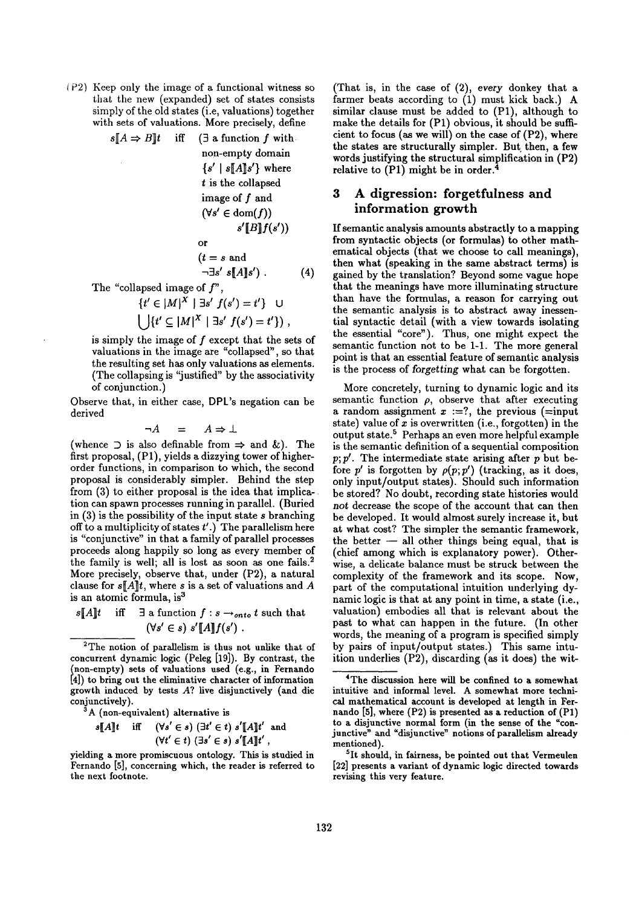(P2) Keep only the image of a functional witness so that the new (expanded) set of states consists simply of the old states (i.e, valuations) together with sets of valuations. More precisely, define

$$s[\![A \Rightarrow B]\!]t \quad \text{iff} \quad (\exists \text{ a function } f \text{ with non-empty domain } \{s' \mid s[\![A]\!]s'\} \text{ where } t \text{ is the collapsed image of } f \text{ and } (\forall s' \in \text{dom}(f))\ s'[\![B]\!]f(s')) \text{ or } (t = s \text{ and } \neg\exists s'\ s[\![A]\!]s') . \qquad (4)$$

The "collapsed image of $f$",

$$\{t' \in |M|^X \mid \exists s'\ f(s') = t'\} \ \cup \ \bigcup \{t' \subseteq |M|^X \mid \exists s'\ f(s') = t'\}) ,$$

is simply the image of $f$ except that the sets of valuations in the image are "collapsed", so that the resulting set has only valuations as elements. (The collapsing is "justified" by the associativity of conjunction.)

Observe that, in either case, DPL's negation can be derived

$$\neg A \quad = \quad A \Rightarrow \bot$$

(whence $\supset$ is also definable from $\Rightarrow$ and &). The first proposal, (P1), yields a dizzying tower of higher-order functions, in comparison to which, the second proposal is considerably simpler. Behind the step from (3) to either proposal is the idea that implication can spawn processes running in parallel. (Buried in (3) is the possibility of the input state $s$ branching off to a multiplicity of states $t'$.) The parallelism here is "conjunctive" in that a family of parallel processes proceeds along happily so long as every member of the family is well; all is lost as soon as one fails.[2] More precisely, observe that, under (P2), a natural clause for $s[\![A]\!]t$, where $s$ is a set of valuations and $A$ is an atomic formula, is[3]

$$s[\![A]\!]t \quad \text{iff} \quad \exists \text{ a function } f : s \rightarrow_{onto} t \text{ such that } (\forall s' \in s)\ s'[\![A]\!]f(s') .$$

(That is, in the case of (2), *every* donkey that a farmer beats according to (1) must kick back.) A similar clause must be added to (P1), although to make the details for (P1) obvious, it should be sufficient to focus (as we will) on the case of (P2), where the states are structurally simpler. But, then, a few words justifying the structural simplification in (P2) relative to (P1) might be in order.[4]

## 3 A digression: forgetfulness and information growth

If semantic analysis amounts abstractly to a mapping from syntactic objects (or formulas) to other mathematical objects (that we choose to call meanings), then what (speaking in the same abstract terms) is gained by the translation? Beyond some vague hope that the meanings have more illuminating structure than have the formulas, a reason for carrying out the semantic analysis is to abstract away inessential syntactic detail (with a view towards isolating the essential "core"). Thus, one might expect the semantic function not to be 1-1. The more general point is that an essential feature of semantic analysis is the process of *forgetting* what can be forgotten.

More concretely, turning to dynamic logic and its semantic function $\rho$, observe that after executing a random assignment $x :=?$, the previous (=input state) value of $x$ is overwritten (i.e., forgotten) in the output state.[5] Perhaps an even more helpful example is the semantic definition of a sequential composition $p; p'$. The intermediate state arising after $p$ but before $p'$ is forgotten by $\rho(p; p')$ (tracking, as it does, only input/output states). Should such information be stored? No doubt, recording state histories would *not* decrease the scope of the account that can then be developed. It would almost surely increase it, but at what cost? The simpler the semantic framework, the better — all other things being equal, that is (chief among which is explanatory power). Otherwise, a delicate balance must be struck between the complexity of the framework and its scope. Now, part of the computational intuition underlying dynamic logic is that at any point in time, a state (i.e., valuation) embodies all that is relevant about the past to what can happen in the future. (In other words, the meaning of a program is specified simply by pairs of input/output states.) This same intuition underlies (P2), discarding (as it does) the wit-

---

[2] The notion of parallelism is thus not unlike that of concurrent dynamic logic (Peleg [19]). By contrast, the (non-empty) sets of valuations used (e.g., in Fernando [4]) to bring out the eliminative character of information growth induced by tests $A$? live disjunctively (and die conjunctively).

[3] A (non-equivalent) alternative is

$$s[\![A]\!]t \quad \text{iff} \quad (\forall s' \in s)\ (\exists t' \in t)\ s'[\![A]\!]t' \text{ and } (\forall t' \in t)\ (\exists s' \in s)\ s'[\![A]\!]t' ,$$

yielding a more promiscuous ontology. This is studied in Fernando [5], concerning which, the reader is referred to the next footnote.

[4] The discussion here will be confined to a somewhat intuitive and informal level. A somewhat more technical mathematical account is developed at length in Fernando [5], where (P2) is presented as a reduction of (P1) to a disjunctive normal form (in the sense of the "conjunctive" and "disjunctive" notions of parallelism already mentioned).

[5] It should, in fairness, be pointed out that Vermeulen [22] presents a variant of dynamic logic directed towards revising this very feature.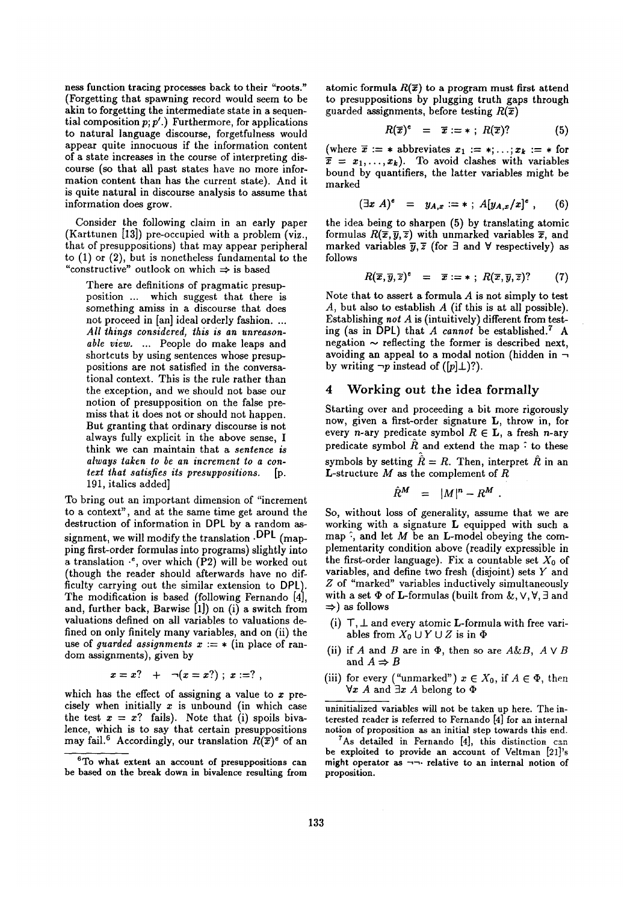ness function tracing processes back to their "roots." (Forgetting that spawning record would seem to be akin to forgetting the intermediate state in a sequential composition $p; p'$.) Furthermore, for applications to natural language discourse, forgetfulness would appear quite innocuous if the information content of a state increases in the course of interpreting discourse (so that all past states have no more information content than has the current state). And it is quite natural in discourse analysis to assume that information does grow.

Consider the following claim in an early paper (Karttunen [13]) pre-occupied with a problem (viz., that of presuppositions) that may appear peripheral to (1) or (2), but is nonetheless fundamental to the "constructive" outlook on which $\Rightarrow$ is based

> There are definitions of pragmatic presupposition ... which suggest that there is something amiss in a discourse that does not proceed in [an] ideal orderly fashion. ... *All things considered, this is an unreasonable view.* ... People do make leaps and shortcuts by using sentences whose presuppositions are not satisfied in the conversational context. This is the rule rather than the exception, and we should not base our notion of presupposition on the false premiss that it does not or should not happen. But granting that ordinary discourse is not always fully explicit in the above sense, I think we can maintain that a *sentence is always taken to be an increment to a context that satisfies its presuppositions.* [p. 191, italics added]

To bring out an important dimension of "increment to a context", and at the same time get around the destruction of information in DPL by a random assignment, we will modify the translation $\cdot^{\mathsf{DPL}}$ (mapping first-order formulas into programs) slightly into a translation $\cdot^{e}$, over which (P2) will be worked out (though the reader should afterwards have no difficulty carrying out the similar extension to DPL). The modification is based (following Fernando [4], and, further back, Barwise [1]) on (i) a switch from valuations defined on all variables to valuations defined on only finitely many variables, and on (ii) the use of *guarded assignments* $x := *$ (in place of random assignments), given by

$$x = x? \;\; + \;\; \neg(x = x?) \; ; \; x :=? \; ,$$

which has the effect of assigning a value to $x$ precisely when initially $x$ is unbound (in which case the test $x = x?$ fails). Note that (i) spoils bivalence, which is to say that certain presuppositions may fail.[6] Accordingly, our translation $R(\overline{x})^{e}$ of an atomic formula $R(\overline{x})$ to a program must first attend to presuppositions by plugging truth gaps through guarded assignments, before testing $R(\overline{x})$

$$R(\overline{x})^{e} \;\; = \;\; \overline{x} := * \; ; \; R(\overline{x})? \qquad (5)$$

(where $\overline{x} := *$ abbreviates $x_1 := *; \ldots ; x_k := *$ for $\overline{x} = x_1, \ldots, x_k$). To avoid clashes with variables bound by quantifiers, the latter variables might be marked

$$(\exists x \; A)^{e} \;\; = \;\; y_{A,x} := * \; ; \; A[y_{A,x}/x]^{e} \; , \qquad (6)$$

the idea being to sharpen (5) by translating atomic formulas $R(\overline{x}, \overline{y}, \overline{z})$ with unmarked variables $\overline{x}$, and marked variables $\overline{y}, \overline{z}$ (for $\exists$ and $\forall$ respectively) as follows

$$R(\overline{x}, \overline{y}, \overline{z})^{e} \;\; = \;\; \overline{x} := * \; ; \; R(\overline{x}, \overline{y}, \overline{z})? \qquad (7)$$

Note that to assert a formula $A$ is not simply to test $A$, but also to establish $A$ (if this is at all possible). Establishing *not* $A$ is (intuitively) different from testing (as in DPL) that $A$ *cannot* be established.[7] A negation $\sim$ reflecting the former is described next, avoiding an appeal to a modal notion (hidden in $\neg$ by writing $\neg p$ instead of $([p]\bot)?$).

## 4 Working out the idea formally

Starting over and proceeding a bit more rigorously now, given a first-order signature $\mathbf{L}$, throw in, for every $n$-ary predicate symbol $R \in \mathbf{L}$, a fresh $n$-ary predicate symbol $\hat{R}$ and extend the map $\hat{\cdot}$ to these symbols by setting $\hat{\hat{R}} = R$. Then, interpret $\hat{R}$ in an $\mathbf{L}$-structure $M$ as the complement of $R$

$$\hat{R}^{M} \;\; = \;\; |M|^{n} - R^{M} \; .$$

So, without loss of generality, assume that we are working with a signature $\mathbf{L}$ equipped with such a map $\hat{\cdot}$, and let $M$ be an $\mathbf{L}$-model obeying the complementarity condition above (readily expressible in the first-order language). Fix a countable set $X_0$ of variables, and define two fresh (disjoint) sets $Y$ and $Z$ of "marked" variables inductively simultaneously with a set $\Phi$ of $\mathbf{L}$-formulas (built from $\&, \vee, \forall, \exists$ and $\Rightarrow$) as follows

(i) $\top, \bot$ and every atomic $\mathbf{L}$-formula with free variables from $X_0 \cup Y \cup Z$ is in $\Phi$

(ii) if $A$ and $B$ are in $\Phi$, then so are $A \& B$, $A \vee B$ and $A \Rightarrow B$

(iii) for every ("unmarked") $x \in X_0$, if $A \in \Phi$, then $\forall x \; A$ and $\exists x \; A$ belong to $\Phi$

[6] To what extent an account of presuppositions can be based on the break down in bivalence resulting from uninitialized variables will not be taken up here. The interested reader is referred to Fernando [4] for an internal notion of proposition as an initial step towards this end.

[7] As detailed in Fernando [4], this distinction can be exploited to provide an account of Veltman [21]'s might operator as $\neg\neg\cdot$ relative to an internal notion of proposition.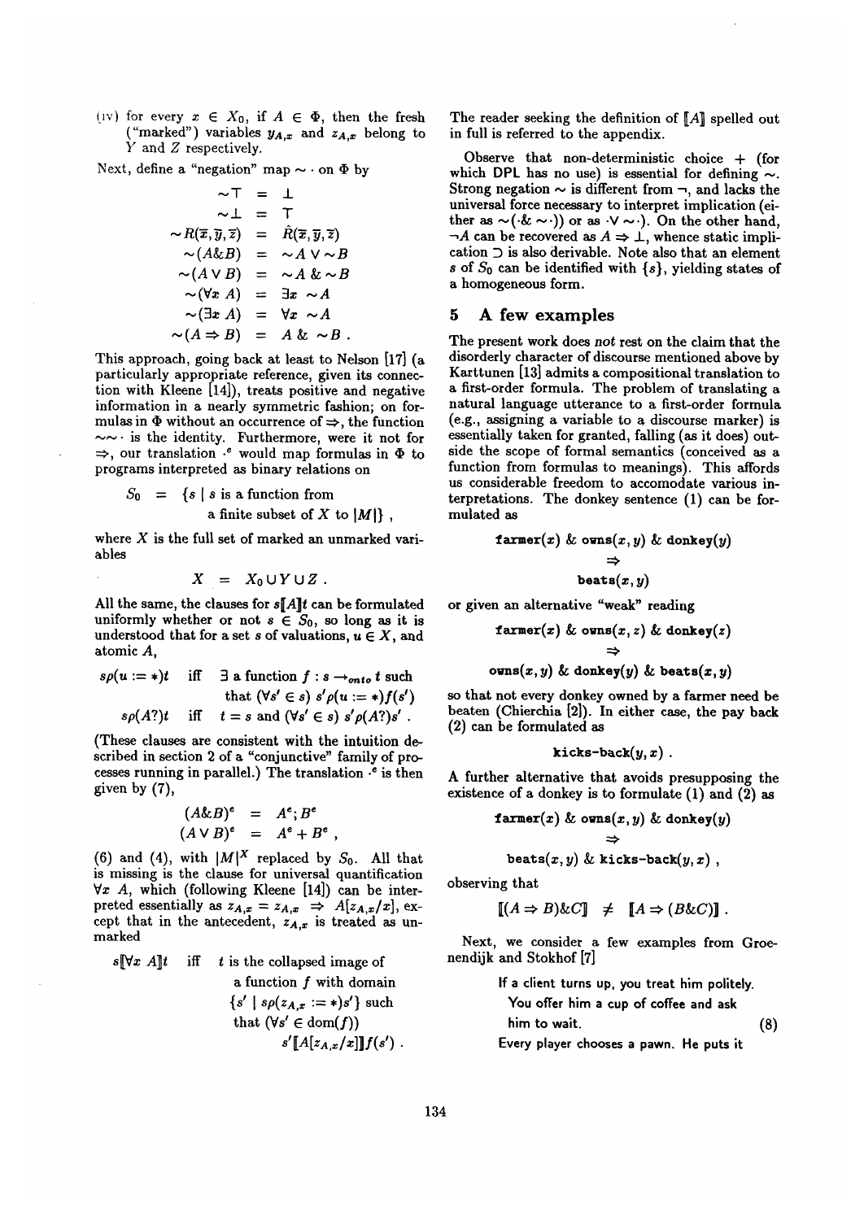(iv) for every $x \in X_0$, if $A \in \Phi$, then the fresh ("marked") variables $y_{A,x}$ and $z_{A,x}$ belong to $Y$ and $Z$ respectively.

Next, define a "negation" map $\sim\cdot$ on $\Phi$ by

$$
\begin{aligned}
\sim\top &= \bot \\
\sim\bot &= \top \\
\sim R(\overline{x},\overline{y},\overline{z}) &= \hat{R}(\overline{x},\overline{y},\overline{z}) \\
\sim(A \& B) &= \sim A \vee \sim B \\
\sim(A \vee B) &= \sim A \;\&\; \sim B \\
\sim(\forall x\ A) &= \exists x\ \sim A \\
\sim(\exists x\ A) &= \forall x\ \sim A \\
\sim(A \Rightarrow B) &= A \;\&\; \sim B\ .
\end{aligned}
$$

This approach, going back at least to Nelson [17] (a particularly appropriate reference, given its connection with Kleene [14]), treats positive and negative information in a nearly symmetric fashion; on formulas in $\Phi$ without an occurrence of $\Rightarrow$, the function $\sim\sim\cdot$ is the identity. Furthermore, were it not for $\Rightarrow$, our translation $\cdot^e$ would map formulas in $\Phi$ to programs interpreted as binary relations on

$$
S_0 \;=\; \{s \mid s \text{ is a function from a finite subset of } X \text{ to } |M|\}\ ,
$$

where $X$ is the full set of marked an unmarked variables

$$
X \;=\; X_0 \cup Y \cup Z\ .
$$

All the same, the clauses for $s[\![A]\!]t$ can be formulated uniformly whether or not $s \in S_0$, so long as it is understood that for a set $s$ of valuations, $u \in X$, and atomic $A$,

$$
\begin{aligned}
s\rho(u := *)t \quad &\text{iff} \quad \exists \text{ a function } f : s \rightarrow_{onto} t \text{ such that } (\forall s' \in s)\ s'\rho(u := *)f(s') \\
s\rho(A?)t \quad &\text{iff} \quad t = s \text{ and } (\forall s' \in s)\ s'\rho(A?)s'\ .
\end{aligned}
$$

(These clauses are consistent with the intuition described in section 2 of a "conjunctive" family of processes running in parallel.) The translation $\cdot^e$ is then given by (7),

$$
\begin{aligned}
(A \& B)^e &= A^e ; B^e \\
(A \vee B)^e &= A^e + B^e\ ,
\end{aligned}
$$

(6) and (4), with $|M|^X$ replaced by $S_0$. All that is missing is the clause for universal quantification $\forall x\ A$, which (following Kleene [14]) can be interpreted essentially as $z_{A,x} = z_{A,x} \Rightarrow A[z_{A,x}/x]$, except that in the antecedent, $z_{A,x}$ is treated as unmarked

$$
s[\![\forall x\ A]\!]t \quad \text{iff} \quad t \text{ is the collapsed image of a function } f \text{ with domain } \{s' \mid s\rho(z_{A,x} := *)s'\} \text{ such that } (\forall s' \in \mathrm{dom}(f))\ s'[\![A[z_{A,x}/x]]\!]f(s')\ .
$$

The reader seeking the definition of $[\![A]\!]$ spelled out in full is referred to the appendix.

Observe that non-deterministic choice $+$ (for which DPL has no use) is essential for defining $\sim$. Strong negation $\sim$ is different from $\neg$, and lacks the universal force necessary to interpret implication (either as $\sim(\cdot \& \sim\cdot)$) or as $\cdot \vee \sim\cdot$). On the other hand, $\neg A$ can be recovered as $A \Rightarrow \bot$, whence static implication $\supset$ is also derivable. Note also that an element $s$ of $S_0$ can be identified with $\{s\}$, yielding states of a homogeneous form.

## 5 A few examples

The present work does *not* rest on the claim that the disorderly character of discourse mentioned above by Karttunen [13] admits a compositional translation to a first-order formula. The problem of translating a natural language utterance to a first-order formula (e.g., assigning a variable to a discourse marker) is essentially taken for granted, falling (as it does) outside the scope of formal semantics (conceived as a function from formulas to meanings). This affords us considerable freedom to accomodate various interpretations. The donkey sentence (1) can be formulated as

$$
\begin{gathered}
\mathtt{farmer}(x)\ \&\ \mathtt{owns}(x,y)\ \&\ \mathtt{donkey}(y) \\
\Rightarrow \\
\mathtt{beats}(x,y)
\end{gathered}
$$

or given an alternative "weak" reading

$$
\begin{gathered}
\mathtt{farmer}(x)\ \&\ \mathtt{owns}(x,z)\ \&\ \mathtt{donkey}(z) \\
\Rightarrow \\
\mathtt{owns}(x,y)\ \&\ \mathtt{donkey}(y)\ \&\ \mathtt{beats}(x,y)
\end{gathered}
$$

so that not every donkey owned by a farmer need be beaten (Chierchia [2]). In either case, the pay back (2) can be formulated as

$$
\mathtt{kicks\text{-}back}(y,x)\ .
$$

A further alternative that avoids presupposing the existence of a donkey is to formulate (1) and (2) as

$$
\begin{gathered}
\mathtt{farmer}(x)\ \&\ \mathtt{owns}(x,y)\ \&\ \mathtt{donkey}(y) \\
\Rightarrow \\
\mathtt{beats}(x,y)\ \&\ \mathtt{kicks\text{-}back}(y,x)\ ,
\end{gathered}
$$

observing that

$$
[\![(A \Rightarrow B) \& C]\!] \;\neq\; [\![A \Rightarrow (B \& C)]\!]\ .
$$

Next, we consider a few examples from Groenendijk and Stokhof [7]

> If a client turns up, you treat him politely. You offer him a cup of coffee and ask him to wait. (8)
>
> Every player chooses a pawn. He puts it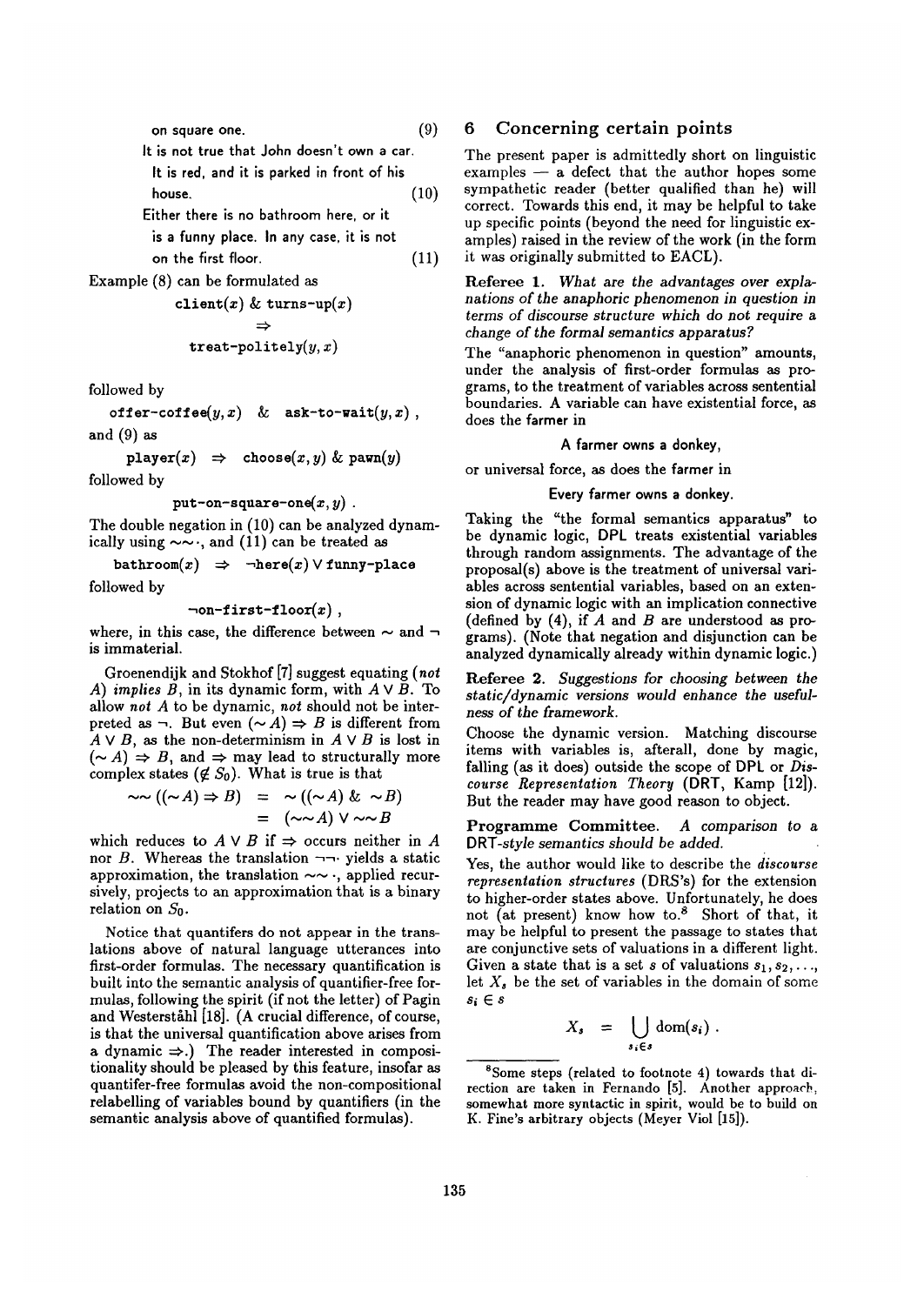on square one. (9)

It is not true that John doesn't own a car. It is red, and it is parked in front of his house. (10)

Either there is no bathroom here, or it is a funny place. In any case, it is not on the first floor. (11)

Example (8) can be formulated as

$$\texttt{client}(x)\ \&\ \texttt{turns-up}(x) \Rightarrow \texttt{treat-politely}(y, x)$$

followed by

$$\texttt{offer-coffee}(y, x)\ \ \&\ \ \texttt{ask-to-wait}(y, x)\ ,$$

and (9) as

$$\texttt{player}(x)\ \Rightarrow\ \texttt{choose}(x, y)\ \&\ \texttt{pawn}(y)$$

followed by

$$\texttt{put-on-square-one}(x, y)\ .$$

The double negation in (10) can be analyzed dynamically using $\sim\sim\cdot$, and (11) can be treated as

$$\texttt{bathroom}(x)\ \Rightarrow\ \neg\texttt{here}(x) \vee \texttt{funny-place}$$

followed by

$$\neg\texttt{on-first-floor}(x)\ ,$$

where, in this case, the difference between $\sim$ and $\neg$ is immaterial.

Groenendijk and Stokhof [7] suggest equating (*not A*) *implies B*, in its dynamic form, with $A \vee B$. To allow *not A* to be dynamic, *not* should not be interpreted as $\neg$. But even $(\sim A) \Rightarrow B$ is different from $A \vee B$, as the non-determinism in $A \vee B$ is lost in $(\sim A) \Rightarrow B$, and $\Rightarrow$ may lead to structurally more complex states ($\notin S_0$). What is true is that

$$\begin{aligned} \sim\sim((\sim A) \Rightarrow B) &= \ \sim((\sim A)\ \&\ \sim B) \\ &= \ (\sim\sim A) \vee \sim\sim B \end{aligned}$$

which reduces to $A \vee B$ if $\Rightarrow$ occurs neither in $A$ nor $B$. Whereas the translation $\neg\neg\cdot$ yields a static approximation, the translation $\sim\sim\cdot$, applied recursively, projects to an approximation that is a binary relation on $S_0$.

Notice that quantifers do not appear in the translations above of natural language utterances into first-order formulas. The necessary quantification is built into the semantic analysis of quantifier-free formulas, following the spirit (if not the letter) of Pagin and Westerståhl [18]. (A crucial difference, of course, is that the universal quantification above arises from a dynamic $\Rightarrow$.) The reader interested in compositionality should be pleased by this feature, insofar as quantifer-free formulas avoid the non-compositional relabelling of variables bound by quantifiers (in the semantic analysis above of quantified formulas).

## 6 Concerning certain points

The present paper is admittedly short on linguistic examples — a defect that the author hopes some sympathetic reader (better qualified than he) will correct. Towards this end, it may be helpful to take up specific points (beyond the need for linguistic examples) raised in the review of the work (in the form it was originally submitted to EACL).

**Referee 1.** *What are the advantages over explanations of the anaphoric phenomenon in question in terms of discourse structure which do not require a change of the formal semantics apparatus?*

The "anaphoric phenomenon in question" amounts, under the analysis of first-order formulas as programs, to the treatment of variables across sentential boundaries. A variable can have existential force, as does the farmer in

A farmer owns a donkey,

or universal force, as does the farmer in

Every farmer owns a donkey.

Taking the "the formal semantics apparatus" to be dynamic logic, DPL treats existential variables through random assignments. The advantage of the proposal(s) above is the treatment of universal variables across sentential variables, based on an extension of dynamic logic with an implication connective (defined by (4), if $A$ and $B$ are understood as programs). (Note that negation and disjunction can be analyzed dynamically already within dynamic logic.)

**Referee 2.** *Suggestions for choosing between the static/dynamic versions would enhance the usefulness of the framework.*

Choose the dynamic version. Matching discourse items with variables is, afterall, done by magic, falling (as it does) outside the scope of DPL or *Discourse Representation Theory* (DRT, Kamp [12]). But the reader may have good reason to object.

**Programme Committee.** *A comparison to a DRT-style semantics should be added.*

Yes, the author would like to describe the *discourse representation structures* (DRS's) for the extension to higher-order states above. Unfortunately, he does not (at present) know how to.[8] Short of that, it may be helpful to present the passage to states that are conjunctive sets of valuations in a different light. Given a state that is a set $s$ of valuations $s_1, s_2, \ldots$, let $X_s$ be the set of variables in the domain of some $s_i \in s$

$$X_s \ = \ \bigcup_{s_i \in s} \mathrm{dom}(s_i)\ .$$

[8] Some steps (related to footnote 4) towards that direction are taken in Fernando [5]. Another approach, somewhat more syntactic in spirit, would be to build on K. Fine's arbitrary objects (Meyer Viol [15]).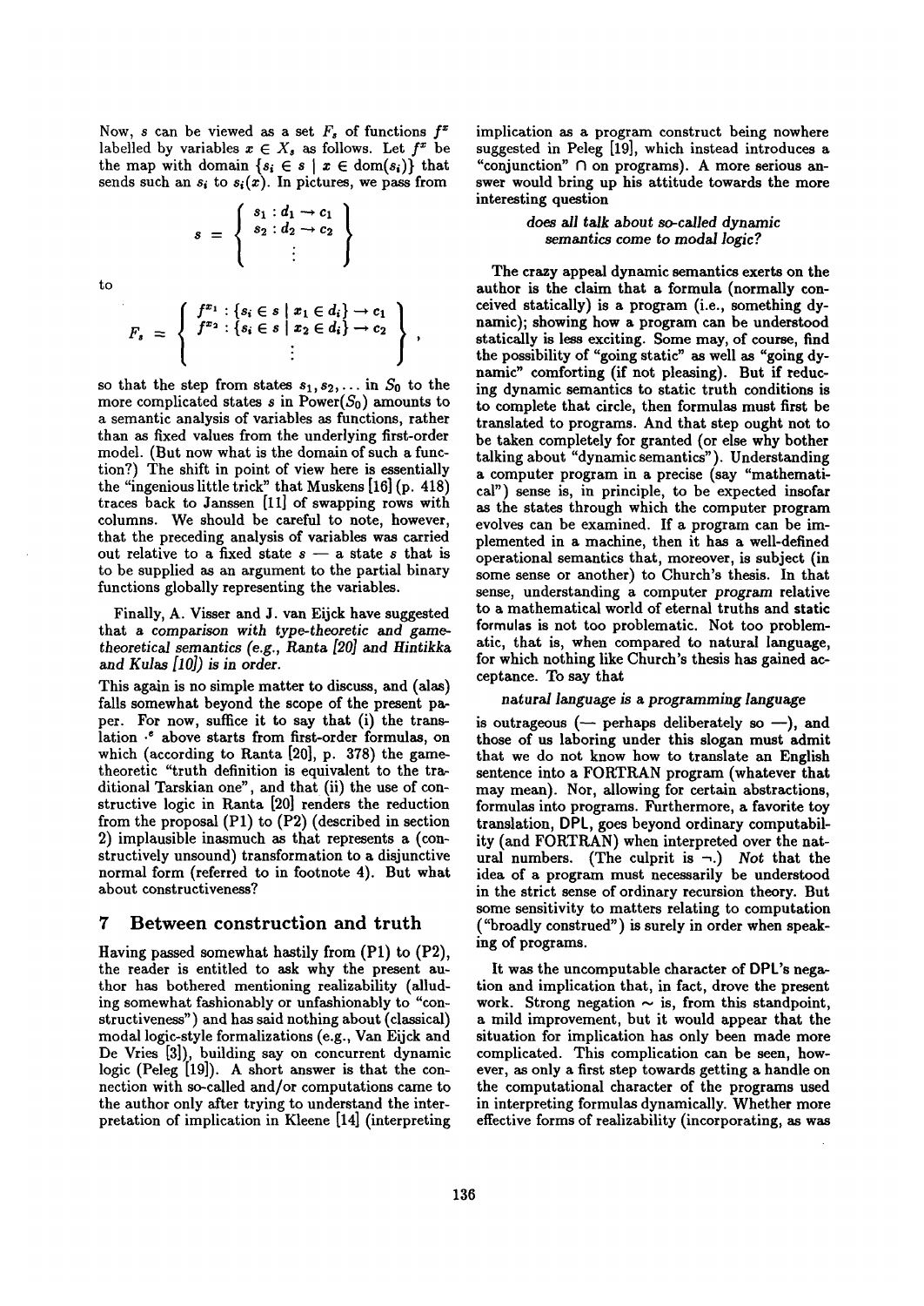Now, $s$ can be viewed as a set $F_s$ of functions $f^x$ labelled by variables $x \in X_s$ as follows. Let $f^x$ be the map with domain $\{s_i \in s \mid x \in \text{dom}(s_i)\}$ that sends such an $s_i$ to $s_i(x)$. In pictures, we pass from

$$s = \left\{ \begin{array}{c} s_1 : d_1 \to c_1 \\ s_2 : d_2 \to c_2 \\ \vdots \end{array} \right\}$$

to

$$F_s = \left\{ \begin{array}{c} f^{x_1} : \{s_i \in s \mid x_1 \in d_i\} \to c_1 \\ f^{x_2} : \{s_i \in s \mid x_2 \in d_i\} \to c_2 \\ \vdots \end{array} \right\},$$

so that the step from states $s_1, s_2, \ldots$ in $S_0$ to the more complicated states $s$ in Power($S_0$) amounts to a semantic analysis of variables as functions, rather than as fixed values from the underlying first-order model. (But now what is the domain of such a function?) The shift in point of view here is essentially the "ingenious little trick" that Muskens [16] (p. 418) traces back to Janssen [11] of swapping rows with columns. We should be careful to note, however, that the preceding analysis of variables was carried out relative to a fixed state $s$ — a state $s$ that is to be supplied as an argument to the partial binary functions globally representing the variables.

Finally, A. Visser and J. van Eijck have suggested that a *comparison with type-theoretic and game-theoretical semantics (e.g., Ranta [20] and Hintikka and Kulas [10]) is in order.*

This again is no simple matter to discuss, and (alas) falls somewhat beyond the scope of the present paper. For now, suffice it to say that (i) the translation $\cdot^e$ above starts from first-order formulas, on which (according to Ranta [20], p. 378) the game-theoretic "truth definition is equivalent to the traditional Tarskian one", and that (ii) the use of constructive logic in Ranta [20] renders the reduction from the proposal (P1) to (P2) (described in section 2) implausible inasmuch as that represents a (constructively unsound) transformation to a disjunctive normal form (referred to in footnote 4). But what about constructiveness?

## 7 Between construction and truth

Having passed somewhat hastily from (P1) to (P2), the reader is entitled to ask why the present author has bothered mentioning realizability (alluding somewhat fashionably or unfashionably to "constructiveness") and has said nothing about (classical) modal logic-style formalizations (e.g., Van Eijck and De Vries [3]), building say on concurrent dynamic logic (Peleg [19]). A short answer is that the connection with so-called and/or computations came to the author only after trying to understand the interpretation of implication in Kleene [14] (interpreting implication as a program construct being nowhere suggested in Peleg [19], which instead introduces a "conjunction" $\cap$ on programs). A more serious answer would bring up his attitude towards the more interesting question

*does all talk about so-called dynamic semantics come to modal logic?*

The crazy appeal dynamic semantics exerts on the author is the claim that a formula (normally conceived statically) is a program (i.e., something dynamic); showing how a program can be understood statically is less exciting. Some may, of course, find the possibility of "going static" as well as "going dynamic" comforting (if not pleasing). But if reducing dynamic semantics to static truth conditions is to complete that circle, then formulas must first be translated to programs. And that step ought not to be taken completely for granted (or else why bother talking about "dynamic semantics"). Understanding a computer program in a precise (say "mathematical") sense is, in principle, to be expected insofar as the states through which the computer program evolves can be examined. If a program can be implemented in a machine, then it has a well-defined operational semantics that, moreover, is subject (in some sense or another) to Church's thesis. In that sense, understanding a computer *program* relative to a mathematical world of eternal truths and static formulas is not too problematic. Not too problematic, that is, when compared to natural language, for which nothing like Church's thesis has gained acceptance. To say that

*natural language is a programming language*

is outrageous (— perhaps deliberately so —), and those of us laboring under this slogan must admit that we do not know how to translate an English sentence into a FORTRAN program (whatever that may mean). Nor, allowing for certain abstractions, formulas into programs. Furthermore, a favorite toy translation, DPL, goes beyond ordinary computability (and FORTRAN) when interpreted over the natural numbers. (The culprit is $\neg$.) *Not* that the idea of a program must necessarily be understood in the strict sense of ordinary recursion theory. But some sensitivity to matters relating to computation ("broadly construed") is surely in order when speaking of programs.

It was the uncomputable character of DPL's negation and implication that, in fact, drove the present work. Strong negation $\sim$ is, from this standpoint, a mild improvement, but it would appear that the situation for implication has only been made more complicated. This complication can be seen, however, as only a first step towards getting a handle on the computational character of the programs used in interpreting formulas dynamically. Whether more effective forms of realizability (incorporating, as was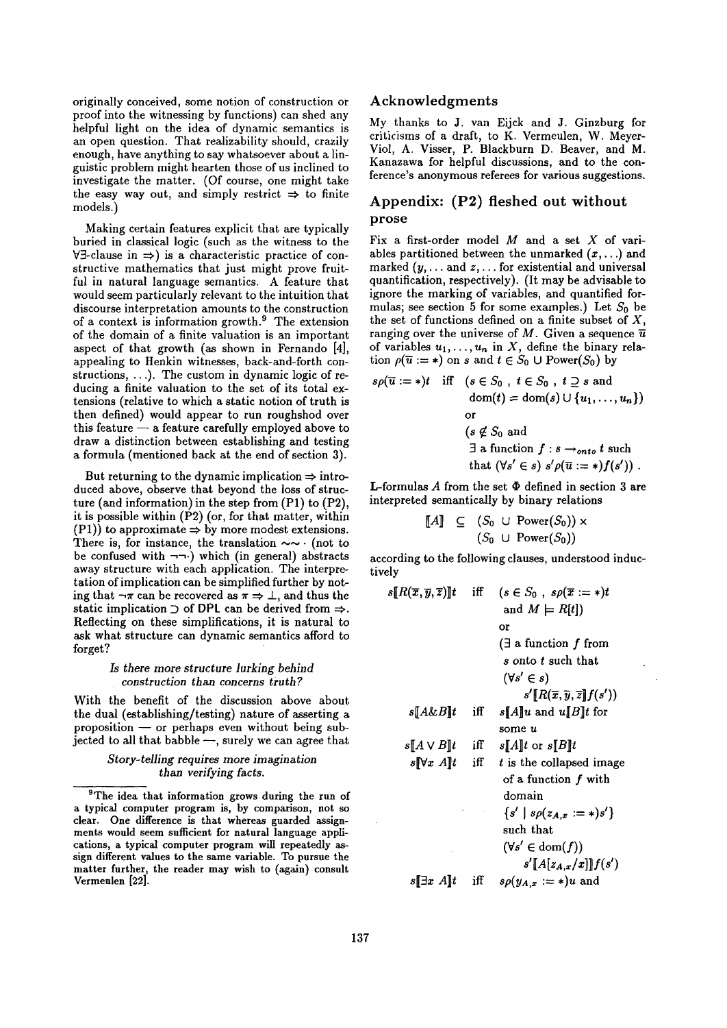originally conceived, some notion of construction or proof into the witnessing by functions) can shed any helpful light on the idea of dynamic semantics is an open question. That realizability should, crazily enough, have anything to say whatsoever about a linguistic problem might hearten those of us inclined to investigate the matter. (Of course, one might take the easy way out, and simply restrict $\Rightarrow$ to finite models.)

Making certain features explicit that are typically buried in classical logic (such as the witness to the $\forall\exists$-clause in $\Rightarrow$) is a characteristic practice of constructive mathematics that just might prove fruitful in natural language semantics. A feature that would seem particularly relevant to the intuition that discourse interpretation amounts to the construction of a context is information growth.[9] The extension of the domain of a finite valuation is an important aspect of that growth (as shown in Fernando [4], appealing to Henkin witnesses, back-and-forth constructions, ...). The custom in dynamic logic of reducing a finite valuation to the set of its total extensions (relative to which a static notion of truth is then defined) would appear to run roughshod over this feature — a feature carefully employed above to draw a distinction between establishing and testing a formula (mentioned back at the end of section 3).

But returning to the dynamic implication $\Rightarrow$ introduced above, observe that beyond the loss of structure (and information) in the step from (P1) to (P2), it is possible within (P2) (or, for that matter, within (P1)) to approximate $\Rightarrow$ by more modest extensions. There is, for instance, the translation $\sim\sim\cdot$ (not to be confused with $\neg\neg\cdot$) which (in general) abstracts away structure with each application. The interpretation of implication can be simplified further by noting that $\neg\pi$ can be recovered as $\pi \Rightarrow \bot$, and thus the static implication $\supset$ of DPL can be derived from $\Rightarrow$. Reflecting on these simplifications, it is natural to ask what structure can dynamic semantics afford to forget?

*Is there more structure lurking behind construction than concerns truth?*

With the benefit of the discussion above about the dual (establishing/testing) nature of asserting a proposition — or perhaps even without being subjected to all that babble —, surely we can agree that

*Story-telling requires more imagination than verifying facts.*

[9] The idea that information grows during the run of a typical computer program is, by comparison, not so clear. One difference is that whereas guarded assignments would seem sufficient for natural language applications, a typical computer program will repeatedly assign different values to the same variable. To pursue the matter further, the reader may wish to (again) consult Vermeulen [22].

## Acknowledgments

My thanks to J. van Eijck and J. Ginzburg for criticisms of a draft, to K. Vermeulen, W. Meyer-Viol, A. Visser, P. Blackburn D. Beaver, and M. Kanazawa for helpful discussions, and to the conference's anonymous referees for various suggestions.

## Appendix: (P2) fleshed out without prose

Fix a first-order model $M$ and a set $X$ of variables partitioned between the unmarked $(x, \ldots)$ and marked $(y, \ldots$ and $z, \ldots$ for existential and universal quantification, respectively). (It may be advisable to ignore the marking of variables, and quantified formulas; see section 5 for some examples.) Let $S_0$ be the set of functions defined on a finite subset of $X$, ranging over the universe of $M$. Given a sequence $\overline{u}$ of variables $u_1, \ldots, u_n$ in $X$, define the binary relation $\rho(\overline{u} := *)$ on $s$ and $t \in S_0 \cup \text{Power}(S_0)$ by

$$
\begin{aligned}
s\rho(\overline{u} := *)t \quad \text{iff} \quad & (s \in S_0\ ,\ t \in S_0\ ,\ t \supseteq s \text{ and} \\
& \text{dom}(t) = \text{dom}(s) \cup \{u_1, \ldots, u_n\}) \\
& \text{or} \\
& (s \notin S_0 \text{ and} \\
& \exists \text{ a function } f : s \rightarrow_{onto} t \text{ such} \\
& \text{that } (\forall s' \in s)\ s'\rho(\overline{u} := *)f(s'))\ .
\end{aligned}
$$

L-formulas $A$ from the set $\Phi$ defined in section 3 are interpreted semantically by binary relations

$$
[\![A]\!] \ \subseteq\ (S_0 \ \cup\ \text{Power}(S_0)) \times (S_0 \ \cup\ \text{Power}(S_0))
$$

according to the following clauses, understood inductively

$$
\begin{aligned}
s[\![R(\overline{x}, \overline{y}, \overline{z})]\!]t \quad \text{iff} \quad & (s \in S_0\ ,\ s\rho(\overline{x} := *)t \\
& \text{and } M \models R[t]) \\
& \text{or} \\
& (\exists \text{ a function } f \text{ from} \\
& s \text{ onto } t \text{ such that} \\
& (\forall s' \in s) \\
& \quad s'[\![R(\overline{x}, \overline{y}, \overline{z}]\!]f(s')) \\
s[\![A \& B]\!]t \quad \text{iff} \quad & s[\![A]\!]u \text{ and } u[\![B]\!]t \text{ for} \\
& \text{some } u \\
s[\![A \vee B]\!]t \quad \text{iff} \quad & s[\![A]\!]t \text{ or } s[\![B]\!]t \\
s[\![\forall x\ A]\!]t \quad \text{iff} \quad & t \text{ is the collapsed image} \\
& \text{of a function } f \text{ with} \\
& \text{domain} \\
& \{s' \mid s\rho(z_{A,x} := *)s'\} \\
& \text{such that} \\
& (\forall s' \in \text{dom}(f)) \\
& \quad s'[\![A[z_{A,x}/x]]\!]f(s') \\
s[\![\exists x\ A]\!]t \quad \text{iff} \quad & s\rho(y_{A,x} := *)u \text{ and}
\end{aligned}
$$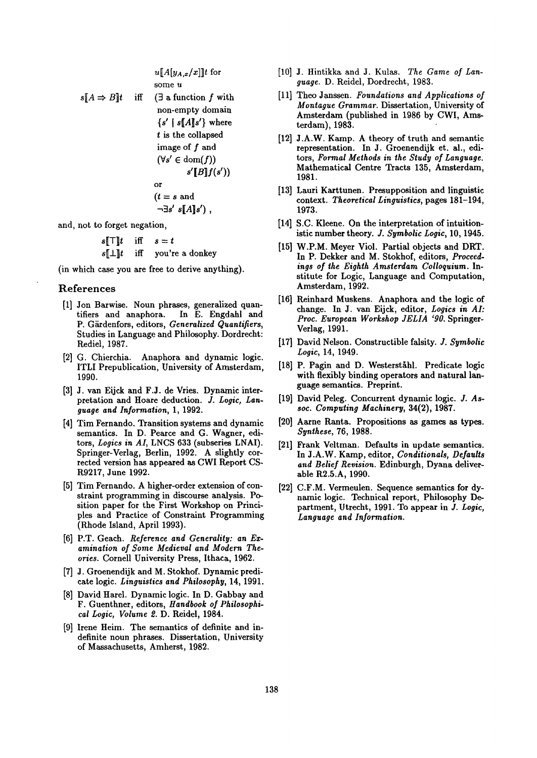$u[\![A[y_{A,x}/x]]\!]t$ for some $u$

$$
\begin{array}{lll}
s[\![A \Rightarrow B]\!]t & \text{iff} & (\exists \text{ a function } f \text{ with non-empty domain } \{s' \mid s[\![A]\!]s'\} \text{ where } t \text{ is the collapsed image of } f \text{ and } (\forall s' \in \mathrm{dom}(f))\ s'[\![B]\!]f(s')) \\
& & \text{or} \\
& & (t = s \text{ and } \neg\exists s'\ s[\![A]\!]s'),
\end{array}
$$

and, not to forget negation,

$$
\begin{array}{lll}
s[\![\top]\!]t & \text{iff} & s = t \\
s[\![\bot]\!]t & \text{iff} & \text{you're a donkey}
\end{array}
$$

(in which case you are free to derive anything).

## References

[1] Jon Barwise. Noun phrases, generalized quantifiers and anaphora. In E. Engdahl and P. Gärdenfors, editors, *Generalized Quantifiers*, Studies in Language and Philosophy. Dordrecht: Rediel, 1987.

[2] G. Chierchia. Anaphora and dynamic logic. ITLI Prepublication, University of Amsterdam, 1990.

[3] J. van Eijck and F.J. de Vries. Dynamic interpretation and Hoare deduction. *J. Logic, Language and Information*, 1, 1992.

[4] Tim Fernando. Transition systems and dynamic semantics. In D. Pearce and G. Wagner, editors, *Logics in AI*, LNCS 633 (subseries LNAI). Springer-Verlag, Berlin, 1992. A slightly corrected version has appeared as CWI Report CS-R9217, June 1992.

[5] Tim Fernando. A higher-order extension of constraint programming in discourse analysis. Position paper for the First Workshop on Principles and Practice of Constraint Programming (Rhode Island, April 1993).

[6] P.T. Geach. *Reference and Generality: an Examination of Some Medieval and Modern Theories*. Cornell University Press, Ithaca, 1962.

[7] J. Groenendijk and M. Stokhof. Dynamic predicate logic. *Linguistics and Philosophy*, 14, 1991.

[8] David Harel. Dynamic logic. In D. Gabbay and F. Guenthner, editors, *Handbook of Philosophical Logic, Volume 2*. D. Reidel, 1984.

[9] Irene Heim. The semantics of definite and indefinite noun phrases. Dissertation, University of Massachusetts, Amherst, 1982.

[10] J. Hintikka and J. Kulas. *The Game of Language*. D. Reidel, Dordrecht, 1983.

[11] Theo Janssen. *Foundations and Applications of Montague Grammar*. Dissertation, University of Amsterdam (published in 1986 by CWI, Amsterdam), 1983.

[12] J.A.W. Kamp. A theory of truth and semantic representation. In J. Groenendijk et. al., editors, *Formal Methods in the Study of Language*. Mathematical Centre Tracts 135, Amsterdam, 1981.

[13] Lauri Karttunen. Presupposition and linguistic context. *Theoretical Linguistics*, pages 181–194, 1973.

[14] S.C. Kleene. On the interpretation of intuitionistic number theory. *J. Symbolic Logic*, 10, 1945.

[15] W.P.M. Meyer Viol. Partial objects and DRT. In P. Dekker and M. Stokhof, editors, *Proceedings of the Eighth Amsterdam Colloquium*. Institute for Logic, Language and Computation, Amsterdam, 1992.

[16] Reinhard Muskens. Anaphora and the logic of change. In J. van Eijck, editor, *Logics in AI: Proc. European Workshop JELIA '90*. Springer-Verlag, 1991.

[17] David Nelson. Constructible falsity. *J. Symbolic Logic*, 14, 1949.

[18] P. Pagin and D. Westerståhl. Predicate logic with flexibly binding operators and natural language semantics. Preprint.

[19] David Peleg. Concurrent dynamic logic. *J. Assoc. Computing Machinery*, 34(2), 1987.

[20] Aarne Ranta. Propositions as games as types. *Synthese*, 76, 1988.

[21] Frank Veltman. Defaults in update semantics. In J.A.W. Kamp, editor, *Conditionals, Defaults and Belief Revision*. Edinburgh, Dyana deliverable R2.5.A, 1990.

[22] C.F.M. Vermeulen. Sequence semantics for dynamic logic. Technical report, Philosophy Department, Utrecht, 1991. To appear in *J. Logic, Language and Information*.